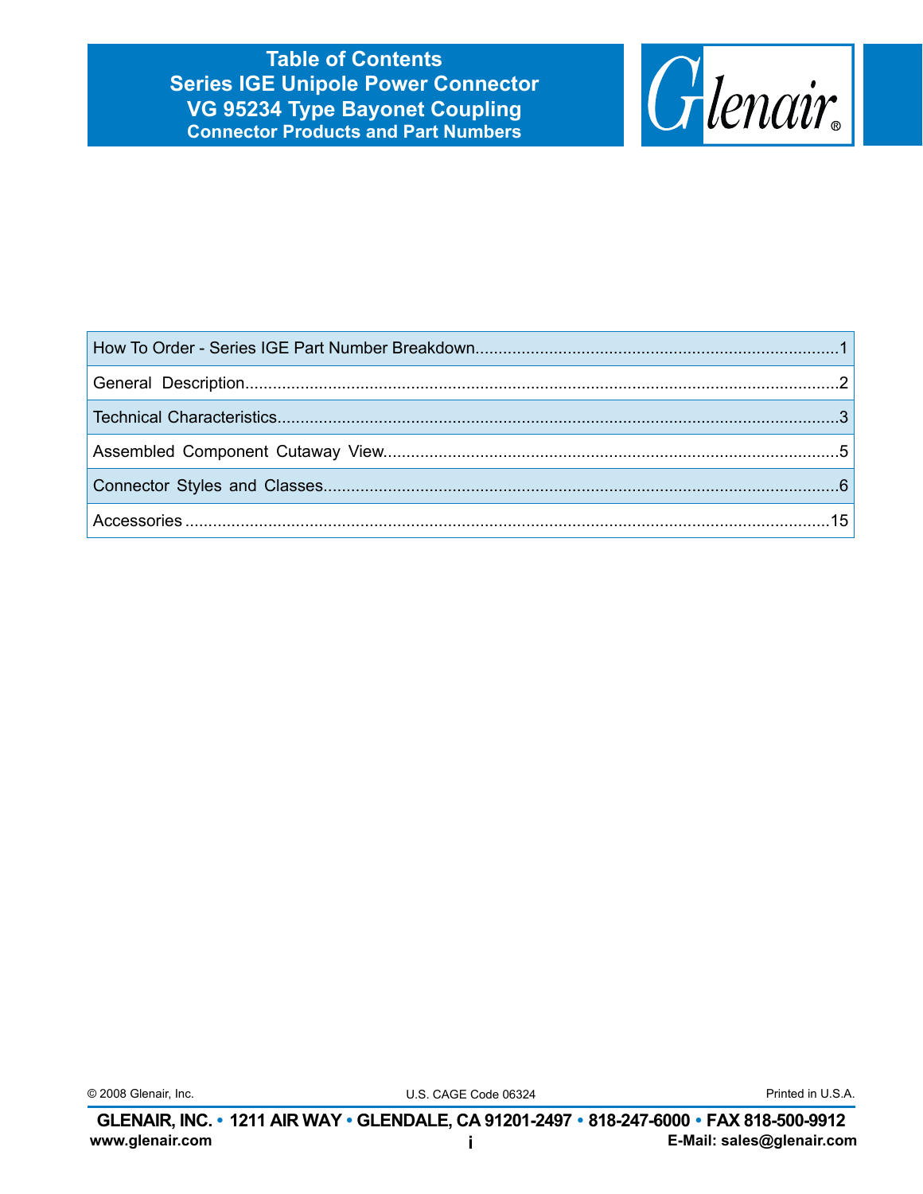# Table of Contents
## Series IGE Unipole Power Connector
## VG 95234 Type Bayonet Coupling
### Connector Products and Part Numbers

| Section | Page |
|---|---|
| How To Order - Series IGE Part Number Breakdown | 1 |
| General Description | 2 |
| Technical Characteristics | 3 |
| Assembled Component Cutaway View | 5 |
| Connector Styles and Classes | 6 |
| Accessories | 15 |

© 2008 Glenair, Inc. U.S. CAGE Code 06324 Printed in U.S.A.

**GLENAIR, INC. • 1211 AIR WAY • GLENDALE, CA 91201-2497 • 818-247-6000 • FAX 818-500-9912**

www.glenair.com E-Mail: sales@glenair.com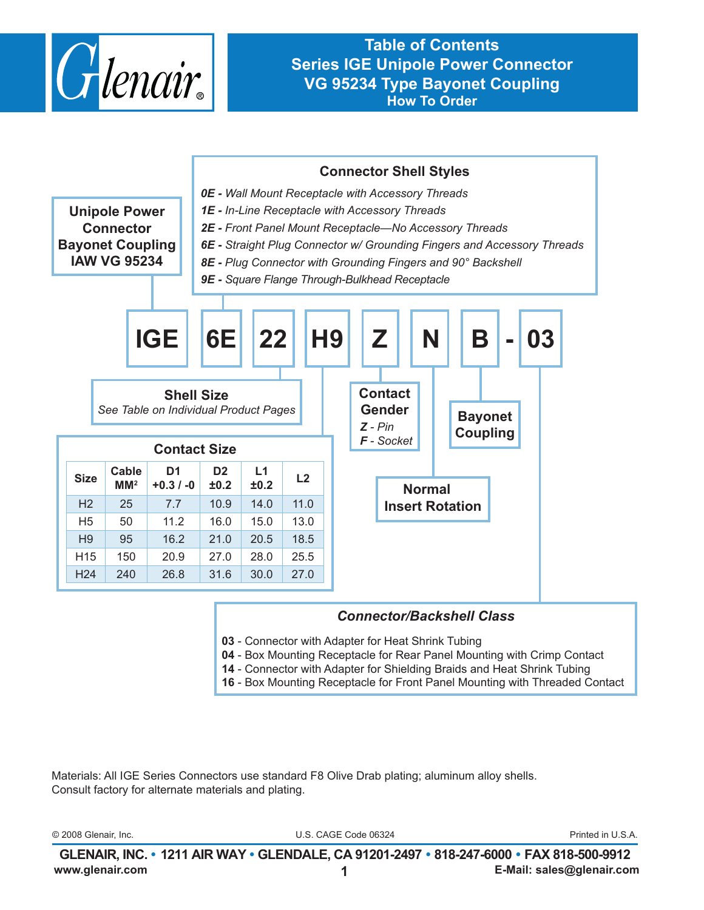# Table of Contents
## Series IGE Unipole Power Connector
## VG 95234 Type Bayonet Coupling
### How To Order

**Unipole Power Connector Bayonet Coupling IAW VG 95234**

**Connector Shell Styles**

- ***0E -*** *Wall Mount Receptacle with Accessory Threads*
- ***1E -*** *In-Line Receptacle with Accessory Threads*
- ***2E -*** *Front Panel Mount Receptacle—No Accessory Threads*
- ***6E -*** *Straight Plug Connector w/ Grounding Fingers and Accessory Threads*
- ***8E -*** *Plug Connector with Grounding Fingers and 90° Backshell*
- ***9E -*** *Square Flange Through-Bulkhead Receptacle*

**IGE 6E 22 H9 Z N B - 03**

**Shell Size**
*See Table on Individual Product Pages*

**Contact Size**

| Size | Cable $MM^2$ | D1 +0.3 / -0 | D2 ±0.2 | L1 ±0.2 | L2 |
|---|---|---|---|---|---|
| H2 | 25 | 7.7 | 10.9 | 14.0 | 11.0 |
| H5 | 50 | 11.2 | 16.0 | 15.0 | 13.0 |
| H9 | 95 | 16.2 | 21.0 | 20.5 | 18.5 |
| H15 | 150 | 20.9 | 27.0 | 28.0 | 25.5 |
| H24 | 240 | 26.8 | 31.6 | 30.0 | 27.0 |

**Contact Gender**
- ***Z*** *- Pin*
- ***F*** *- Socket*

**Normal Insert Rotation**

**Bayonet Coupling**

***Connector/Backshell Class***

- **03** - Connector with Adapter for Heat Shrink Tubing
- **04** - Box Mounting Receptacle for Rear Panel Mounting with Crimp Contact
- **14** - Connector with Adapter for Shielding Braids and Heat Shrink Tubing
- **16** - Box Mounting Receptacle for Front Panel Mounting with Threaded Contact

Materials: All IGE Series Connectors use standard F8 Olive Drab plating; aluminum alloy shells. Consult factory for alternate materials and plating.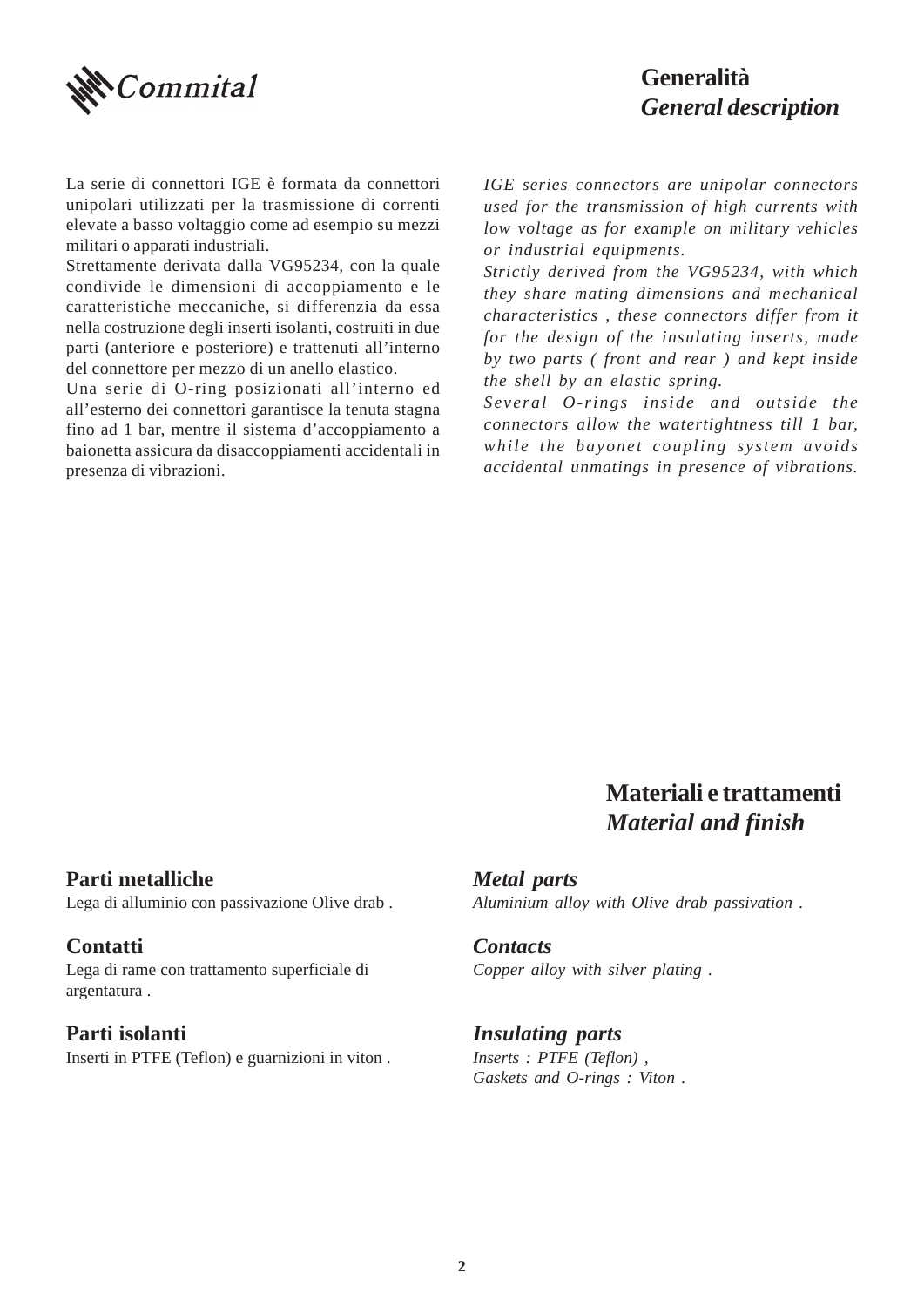# Generalità
# *General description*

La serie di connettori IGE è formata da connettori unipolari utilizzati per la trasmissione di correnti elevate a basso voltaggio come ad esempio su mezzi militari o apparati industriali.
Strettamente derivata dalla VG95234, con la quale condivide le dimensioni di accoppiamento e le caratteristiche meccaniche, si differenzia da essa nella costruzione degli inserti isolanti, costruiti in due parti (anteriore e posteriore) e trattenuti all'interno del connettore per mezzo di un anello elastico.
Una serie di O-ring posizionati all'interno ed all'esterno dei connettori garantisce la tenuta stagna fino ad 1 bar, mentre il sistema d'accoppiamento a baionetta assicura da disaccoppiamenti accidentali in presenza di vibrazioni.

*IGE series connectors are unipolar connectors used for the transmission of high currents with low voltage as for example on military vehicles or industrial equipments.*
*Strictly derived from the VG95234, with which they share mating dimensions and mechanical characteristics , these connectors differ from it for the design of the insulating inserts, made by two parts ( front and rear ) and kept inside the shell by an elastic spring.*
*Several O-rings inside and outside the connectors allow the watertightness till 1 bar, while the bayonet coupling system avoids accidental unmatings in presence of vibrations.*

# Materiali e trattamenti
# *Material and finish*

**Parti metalliche**
Lega di alluminio con passivazione Olive drab .

**Contatti**
Lega di rame con trattamento superficiale di argentatura .

**Parti isolanti**
Inserti in PTFE (Teflon) e guarnizioni in viton .

***Metal parts***
*Aluminium alloy with Olive drab passivation .*

***Contacts***
*Copper alloy with silver plating .*

***Insulating parts***
*Inserts : PTFE (Teflon) ,*
*Gaskets and O-rings : Viton .*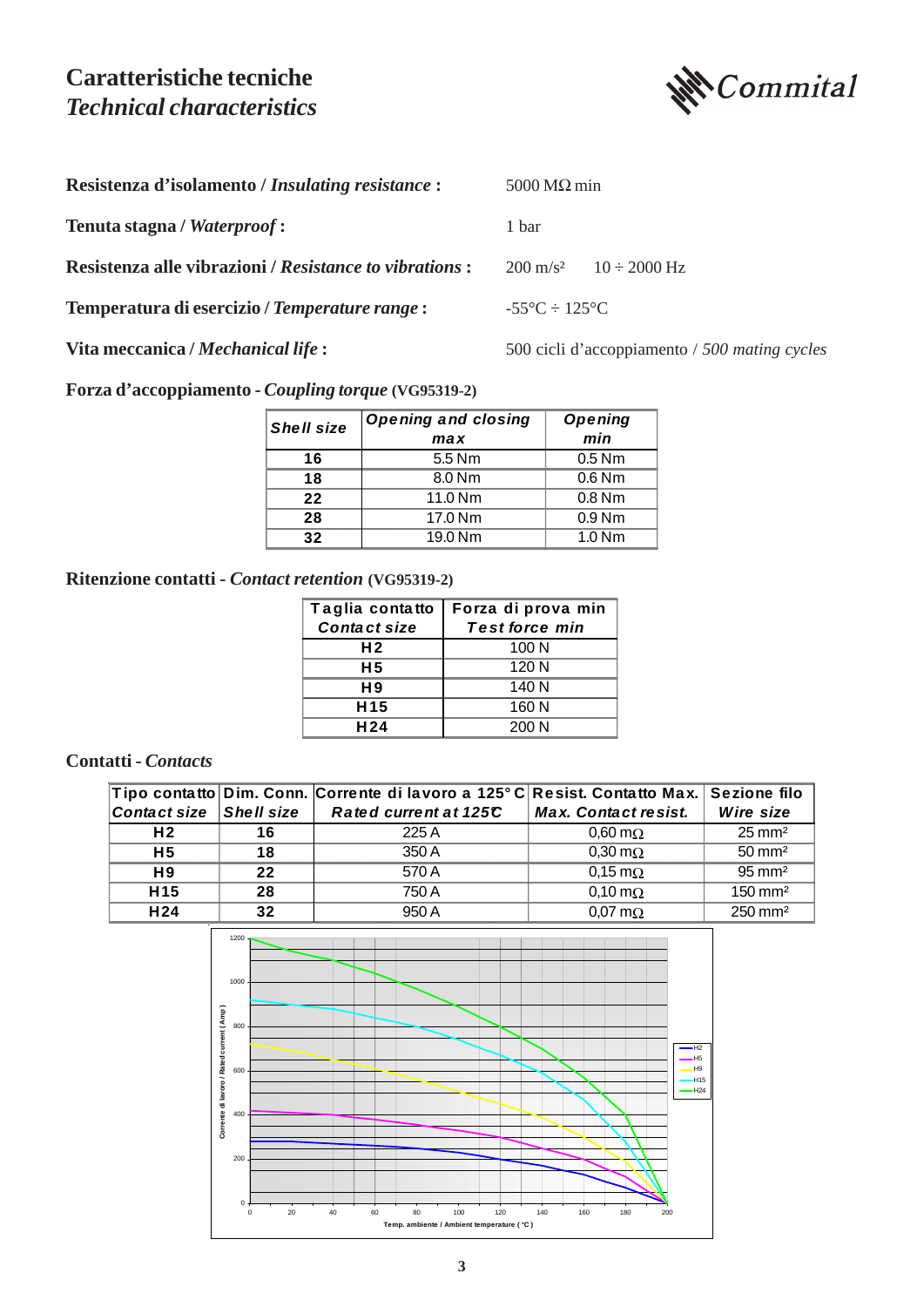# Caratteristiche tecniche
## *Technical characteristics*

*Commital*

**Resistenza d'isolamento / *Insulating resistance* :** 5000 MΩ min

**Tenuta stagna / *Waterproof* :** 1 bar

**Resistenza alle vibrazioni / *Resistance to vibrations* :** 200 m/s² 10 ÷ 2000 Hz

**Temperatura di esercizio / *Temperature range* :** -55°C ÷ 125°C

**Vita meccanica / *Mechanical life* :** 500 cicli d'accoppiamento / *500 mating cycles*

**Forza d'accoppiamento - *Coupling torque* (VG95319-2)**

| *Shell size* | *Opening and closing max* | *Opening min* |
|---|---|---|
| 16 | 5.5 Nm | 0.5 Nm |
| 18 | 8.0 Nm | 0.6 Nm |
| 22 | 11.0 Nm | 0.8 Nm |
| 28 | 17.0 Nm | 0.9 Nm |
| 32 | 19.0 Nm | 1.0 Nm |

**Ritenzione contatti - *Contact retention* (VG95319-2)**

| Taglia contatto *Contact size* | Forza di prova min *Test force min* |
|---|---|
| H2 | 100 N |
| H5 | 120 N |
| H9 | 140 N |
| H15 | 160 N |
| H24 | 200 N |

**Contatti - *Contacts***

| Tipo contatto *Contact size* | Dim. Conn. *Shell size* | Corrente di lavoro a 125°C *Rated current at 125°C* | Resist. Contatto Max. *Max. Contact resist.* | Sezione filo *Wire size* |
|---|---|---|---|---|
| H2 | 16 | 225 A | 0,60 mΩ | 25 mm² |
| H5 | 18 | 350 A | 0,30 mΩ | 50 mm² |
| H9 | 22 | 570 A | 0,15 mΩ | 95 mm² |
| H15 | 28 | 750 A | 0,10 mΩ | 150 mm² |
| H24 | 32 | 950 A | 0,07 mΩ | 250 mm² |

Corrente di lavoro / Rated current ( Amp )

Temp. ambiente / Ambient temperature ( °C )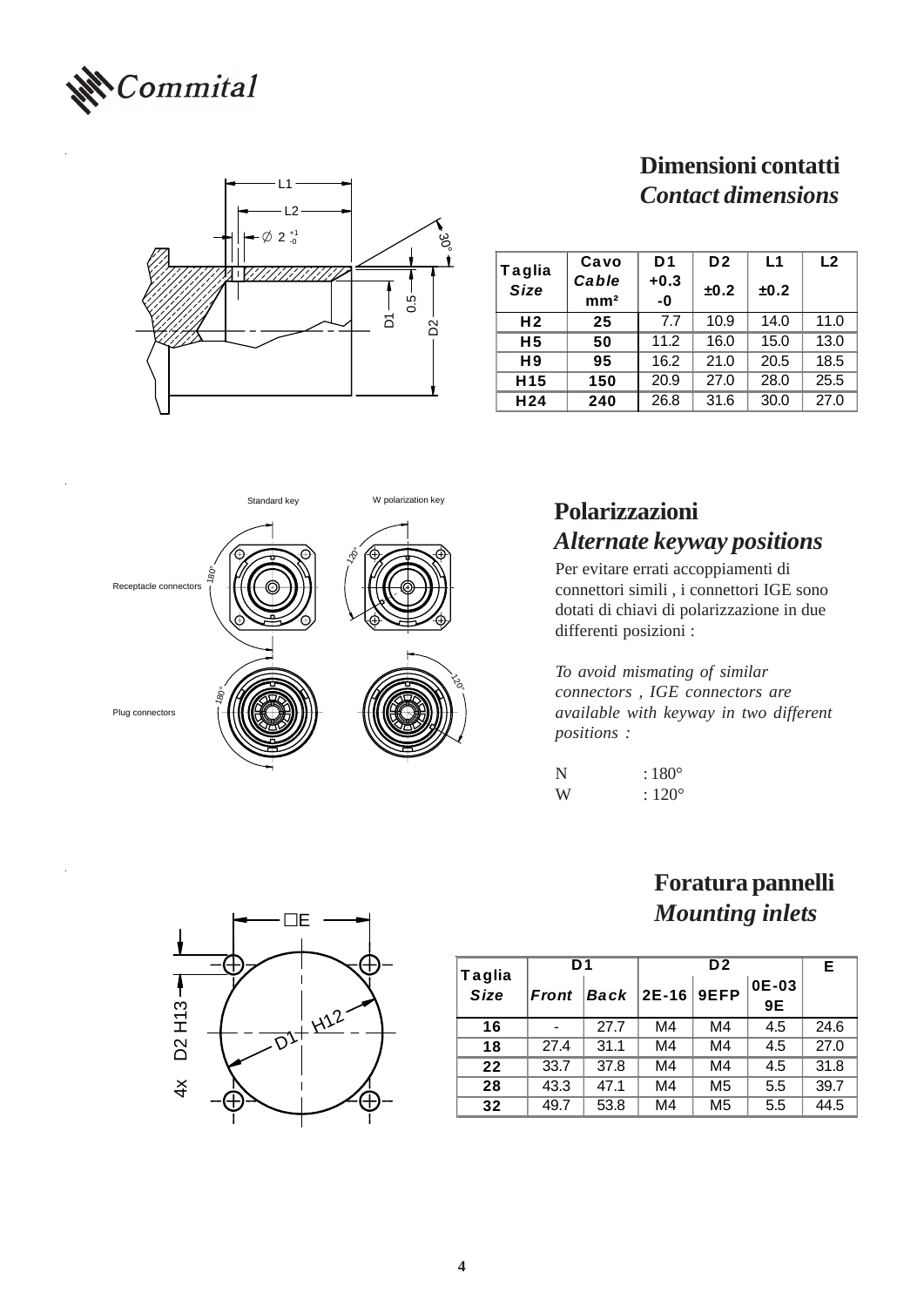Commital

## Dimensioni contatti
## *Contact dimensions*

| Taglia *Size* | Cavo *Cable* mm² | D1 +0.3 -0 | D2 ±0.2 | L1 ±0.2 | L2 |
|---|---|---|---|---|---|
| H2 | 25 | 7.7 | 10.9 | 14.0 | 11.0 |
| H5 | 50 | 11.2 | 16.0 | 15.0 | 13.0 |
| H9 | 95 | 16.2 | 21.0 | 20.5 | 18.5 |
| H15 | 150 | 20.9 | 27.0 | 28.0 | 25.5 |
| H24 | 240 | 26.8 | 31.6 | 30.0 | 27.0 |

## Polarizzazioni
## *Alternate keyway positions*

Per evitare errati accoppiamenti di connettori simili , i connettori IGE sono dotati di chiavi di polarizzazione in due differenti posizioni :

*To avoid mismating of similar connectors , IGE connectors are available with keyway in two different positions :*

N : 180°
W : 120°

## Foratura pannelli
## *Mounting inlets*

| Taglia *Size* | D1 | | D2 | | | E |
|---|---|---|---|---|---|---|
| | *Front* | *Back* | 2E-16 | 9EFP | 0E-03 9E | |
| 16 | - | 27.7 | M4 | M4 | 4.5 | 24.6 |
| 18 | 27.4 | 31.1 | M4 | M4 | 4.5 | 27.0 |
| 22 | 33.7 | 37.8 | M4 | M4 | 4.5 | 31.8 |
| 28 | 43.3 | 47.1 | M4 | M5 | 5.5 | 39.7 |
| 32 | 49.7 | 53.8 | M4 | M5 | 5.5 | 44.5 |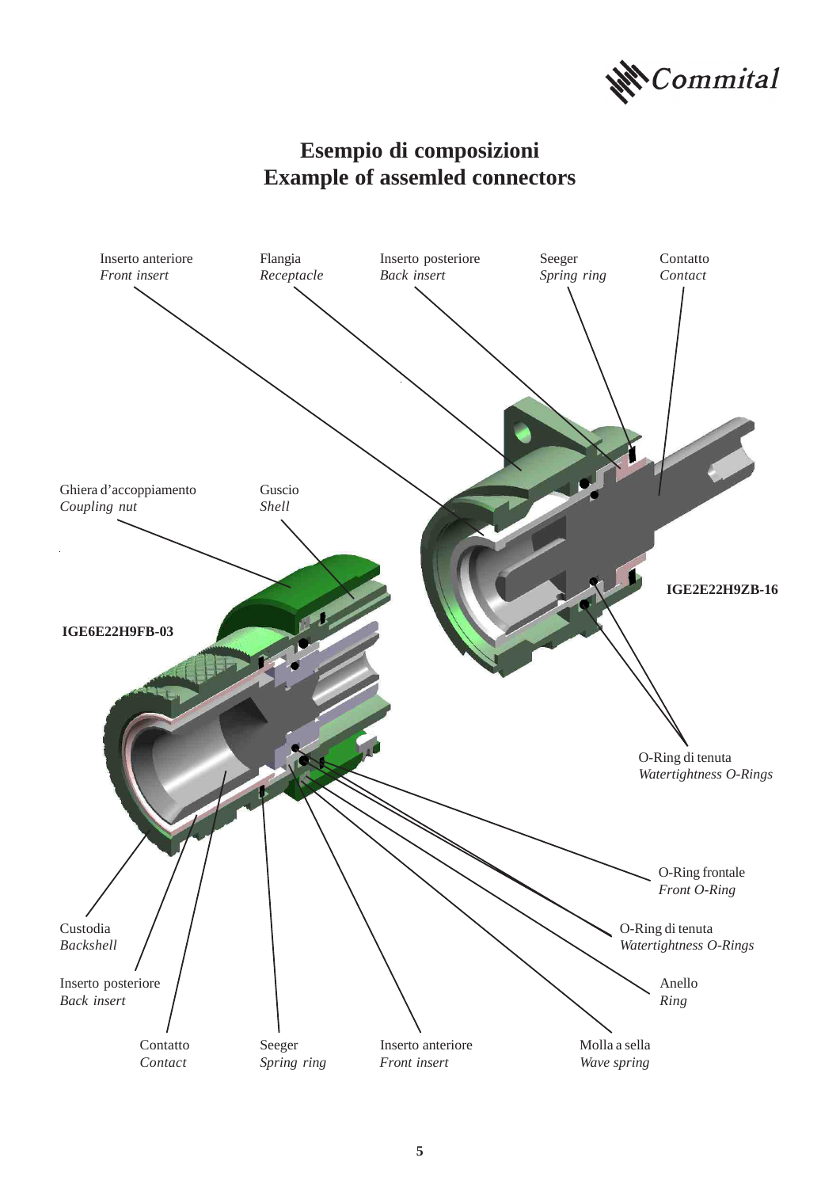# Esempio di composizioni
# Example of assemled connectors

Inserto anteriore
*Front insert*

Flangia
*Receptacle*

Inserto posteriore
*Back insert*

Seeger
*Spring ring*

Contatto
*Contact*

Ghiera d'accoppiamento
*Coupling nut*

Guscio
*Shell*

**IGE6E22H9FB-03**

**IGE2E22H9ZB-16**

O-Ring di tenuta
*Watertightness O-Rings*

O-Ring frontale
*Front O-Ring*

O-Ring di tenuta
*Watertightness O-Rings*

Anello
*Ring*

Custodia
*Backshell*

Inserto posteriore
*Back insert*

Contatto
*Contact*

Seeger
*Spring ring*

Inserto anteriore
*Front insert*

Molla a sella
*Wave spring*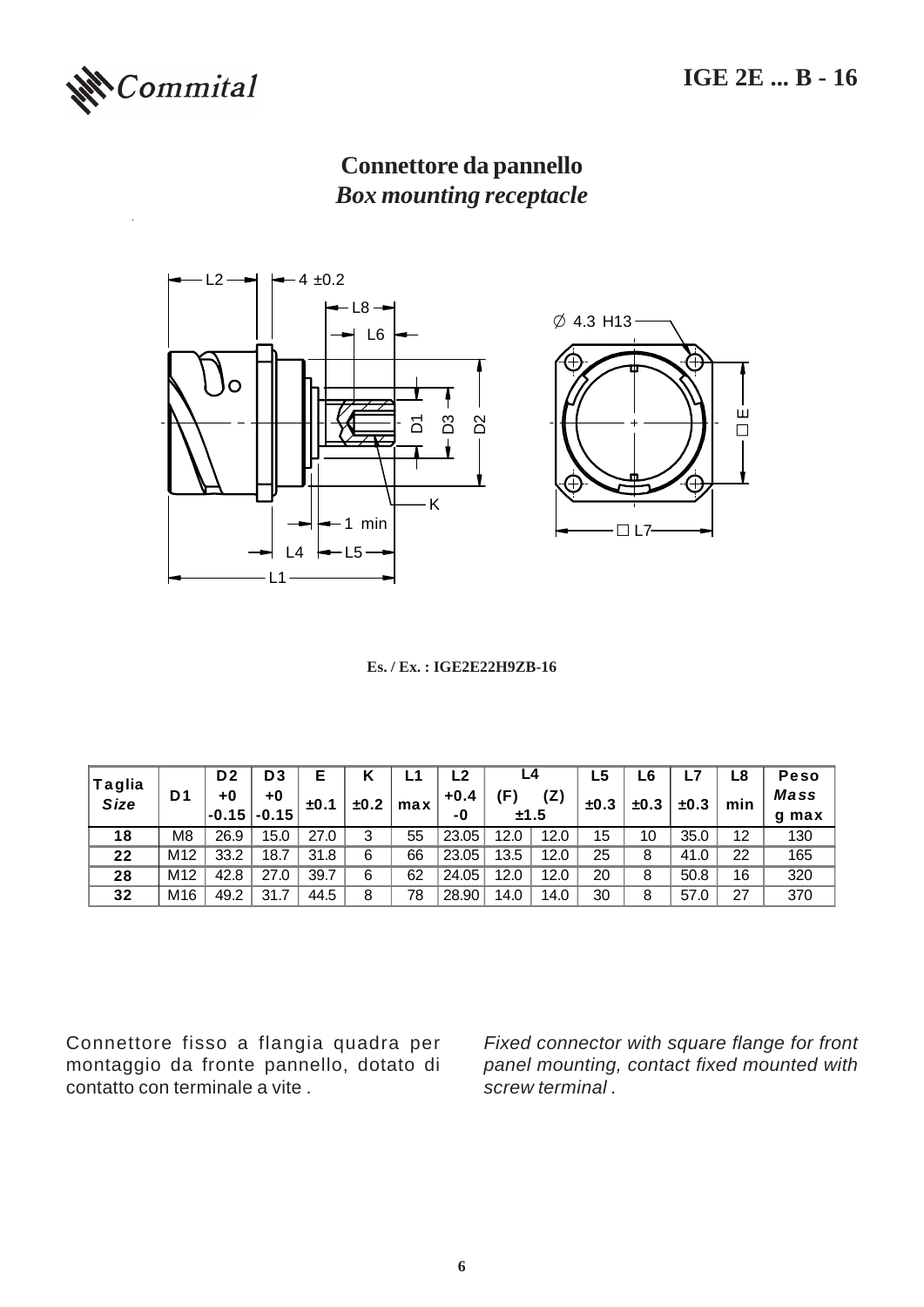# IGE 2E ... B - 16

## Connettore da pannello
## *Box mounting receptacle*

**Es. / Ex. : IGE2E22H9ZB-16**

| Taglia *Size* | D1 | D2 +0 -0.15 | D3 +0 -0.15 | E ±0.1 | K ±0.2 | L1 max | L2 +0.4 -0 | L4 (F) ±1.5 | L4 (Z) ±1.5 | L5 ±0.3 | L6 ±0.3 | L7 ±0.3 | L8 min | Peso *Mass* g max |
|---|---|---|---|---|---|---|---|---|---|---|---|---|---|---|
| **18** | M8 | 26.9 | 15.0 | 27.0 | 3 | 55 | 23.05 | 12.0 | 12.0 | 15 | 10 | 35.0 | 12 | 130 |
| **22** | M12 | 33.2 | 18.7 | 31.8 | 6 | 66 | 23.05 | 13.5 | 12.0 | 25 | 8 | 41.0 | 22 | 165 |
| **28** | M12 | 42.8 | 27.0 | 39.7 | 6 | 62 | 24.05 | 12.0 | 12.0 | 20 | 8 | 50.8 | 16 | 320 |
| **32** | M16 | 49.2 | 31.7 | 44.5 | 8 | 78 | 28.90 | 14.0 | 14.0 | 30 | 8 | 57.0 | 27 | 370 |

Connettore fisso a flangia quadra per montaggio da fronte pannello, dotato di contatto con terminale a vite .

*Fixed connector with square flange for front panel mounting, contact fixed mounted with screw terminal .*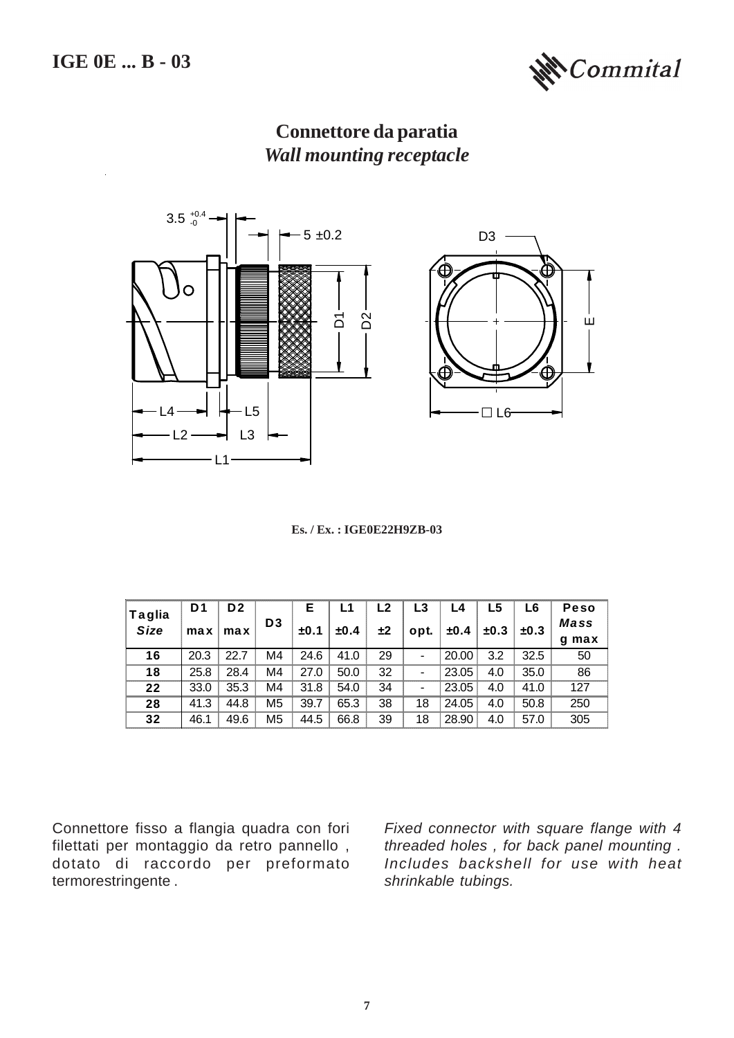# IGE 0E ... B - 03

## Connettore da paratia
## *Wall mounting receptacle*

Es. / Ex. : IGE0E22H9ZB-03

| Taglia *Size* | D1 max | D2 max | D3 | E ±0.1 | L1 ±0.4 | L2 ±2 | L3 opt. | L4 ±0.4 | L5 ±0.3 | L6 ±0.3 | Peso *Mass* g max |
|---|---|---|---|---|---|---|---|---|---|---|---|
| 16 | 20.3 | 22.7 | M4 | 24.6 | 41.0 | 29 | - | 20.00 | 3.2 | 32.5 | 50 |
| 18 | 25.8 | 28.4 | M4 | 27.0 | 50.0 | 32 | - | 23.05 | 4.0 | 35.0 | 86 |
| 22 | 33.0 | 35.3 | M4 | 31.8 | 54.0 | 34 | - | 23.05 | 4.0 | 41.0 | 127 |
| 28 | 41.3 | 44.8 | M5 | 39.7 | 65.3 | 38 | 18 | 24.05 | 4.0 | 50.8 | 250 |
| 32 | 46.1 | 49.6 | M5 | 44.5 | 66.8 | 39 | 18 | 28.90 | 4.0 | 57.0 | 305 |

Connettore fisso a flangia quadra con fori filettati per montaggio da retro pannello , dotato di raccordo per preformato termorestringente .

*Fixed connector with square flange with 4 threaded holes , for back panel mounting . Includes backshell for use with heat shrinkable tubings.*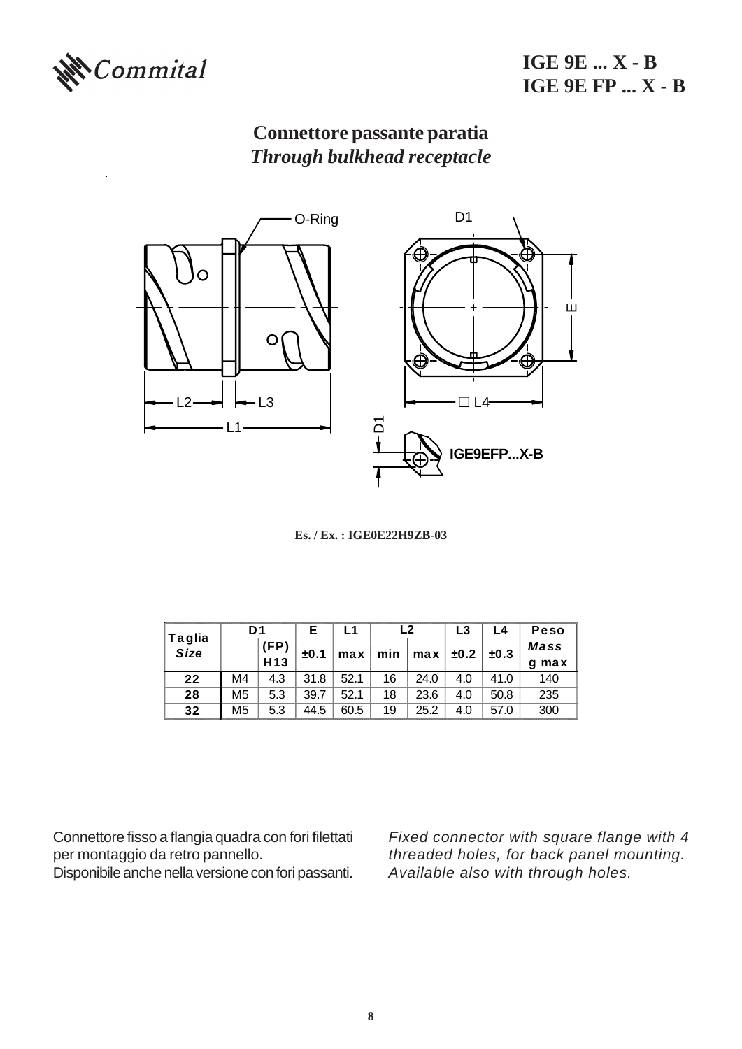# IGE 9E ... X - B
# IGE 9E FP ... X - B

## Connettore passante paratia
## *Through bulkhead receptacle*

O-Ring

D1

E

L2 L3

L1

☐ L4

D1

IGE9EFP...X-B

**Es. / Ex. : IGE0E22H9ZB-03**

| Taglia *Size* | D1 | | E | L1 | L2 | | L3 | L4 | Peso *Mass* |
|---|---|---|---|---|---|---|---|---|---|
| | | (FP) H13 | ±0.1 | max | min | max | ±0.2 | ±0.3 | g max |
| **22** | M4 | 4.3 | 31.8 | 52.1 | 16 | 24.0 | 4.0 | 41.0 | 140 |
| **28** | M5 | 5.3 | 39.7 | 52.1 | 18 | 23.6 | 4.0 | 50.8 | 235 |
| **32** | M5 | 5.3 | 44.5 | 60.5 | 19 | 25.2 | 4.0 | 57.0 | 300 |

Connettore fisso a flangia quadra con fori filettati per montaggio da retro pannello.
Disponibile anche nella versione con fori passanti.

*Fixed connector with square flange with 4 threaded holes, for back panel mounting. Available also with through holes.*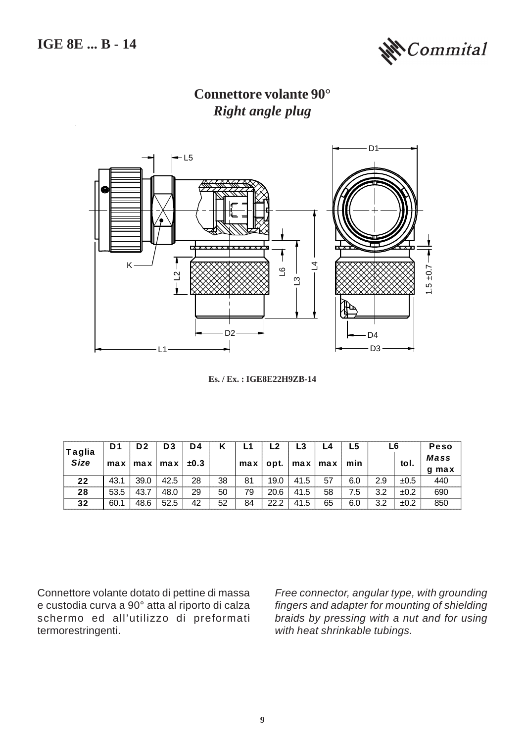# IGE 8E ... B - 14

## Connettore volante 90°
## *Right angle plug*

Es. / Ex. : IGE8E22H9ZB-14

| Taglia *Size* | D1 max | D2 max | D3 max | D4 ±0.3 | K | L1 max | L2 opt. | L3 max | L4 max | L5 min | L6 | L6 tol. | Peso *Mass* g max |
|---|---|---|---|---|---|---|---|---|---|---|---|---|---|
| 22 | 43.1 | 39.0 | 42.5 | 28 | 38 | 81 | 19.0 | 41.5 | 57 | 6.0 | 2.9 | ±0.5 | 440 |
| 28 | 53.5 | 43.7 | 48.0 | 29 | 50 | 79 | 20.6 | 41.5 | 58 | 7.5 | 3.2 | ±0.2 | 690 |
| 32 | 60.1 | 48.6 | 52.5 | 42 | 52 | 84 | 22.2 | 41.5 | 65 | 6.0 | 3.2 | ±0.2 | 850 |

Connettore volante dotato di pettine di massa e custodia curva a 90° atta al riporto di calza schermo ed all'utilizzo di preformati termorestringenti.

*Free connector, angular type, with grounding fingers and adapter for mounting of shielding braids by pressing with a nut and for using with heat shrinkable tubings.*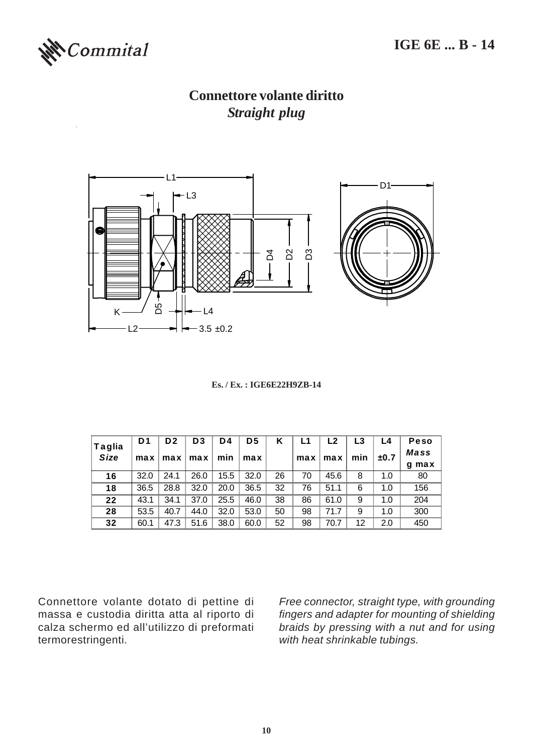# IGE 6E ... B - 14

## Connettore volante diritto
### *Straight plug*

Es. / Ex. : IGE6E22H9ZB-14

| Taglia *Size* | D1 max | D2 max | D3 max | D4 min | D5 max | K | L1 max | L2 max | L3 min | L4 ±0.7 | Peso *Mass* g max |
|---|---|---|---|---|---|---|---|---|---|---|---|
| **16** | 32.0 | 24.1 | 26.0 | 15.5 | 32.0 | 26 | 70 | 45.6 | 8 | 1.0 | 80 |
| **18** | 36.5 | 28.8 | 32.0 | 20.0 | 36.5 | 32 | 76 | 51.1 | 6 | 1.0 | 156 |
| **22** | 43.1 | 34.1 | 37.0 | 25.5 | 46.0 | 38 | 86 | 61.0 | 9 | 1.0 | 204 |
| **28** | 53.5 | 40.7 | 44.0 | 32.0 | 53.0 | 50 | 98 | 71.7 | 9 | 1.0 | 300 |
| **32** | 60.1 | 47.3 | 51.6 | 38.0 | 60.0 | 52 | 98 | 70.7 | 12 | 2.0 | 450 |

Connettore volante dotato di pettine di massa e custodia diritta atta al riporto di calza schermo ed all'utilizzo di preformati termorestringenti.

*Free connector, straight type, with grounding fingers and adapter for mounting of shielding braids by pressing with a nut and for using with heat shrinkable tubings.*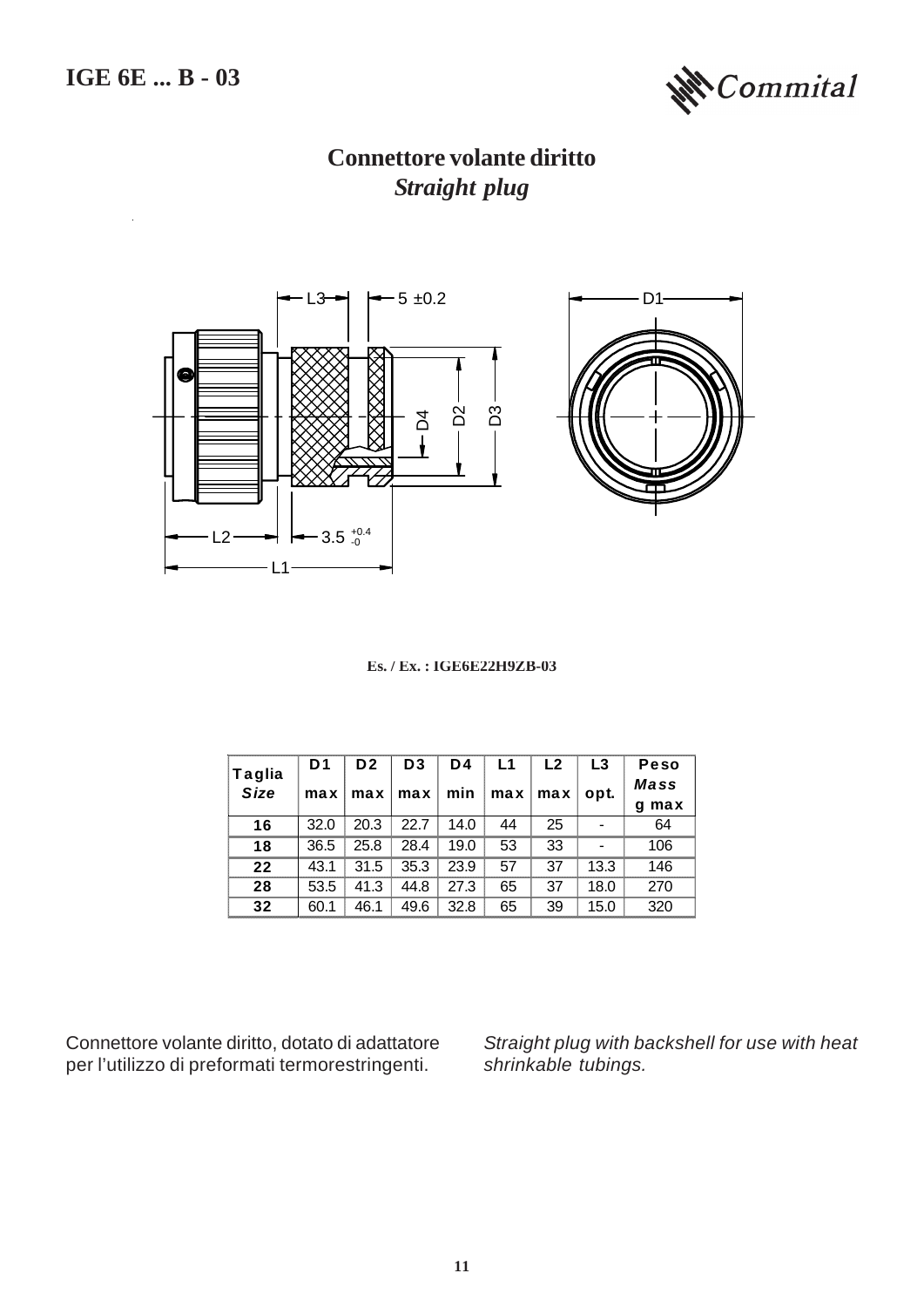# IGE 6E ... B - 03

## Connettore volante diritto
## *Straight plug*

Es. / Ex. : IGE6E22H9ZB-03

| Taglia *Size* | D1 max | D2 max | D3 max | D4 min | L1 max | L2 max | L3 opt. | Peso *Mass* g max |
|---|---|---|---|---|---|---|---|---|
| **16** | 32.0 | 20.3 | 22.7 | 14.0 | 44 | 25 | - | 64 |
| **18** | 36.5 | 25.8 | 28.4 | 19.0 | 53 | 33 | - | 106 |
| **22** | 43.1 | 31.5 | 35.3 | 23.9 | 57 | 37 | 13.3 | 146 |
| **28** | 53.5 | 41.3 | 44.8 | 27.3 | 65 | 37 | 18.0 | 270 |
| **32** | 60.1 | 46.1 | 49.6 | 32.8 | 65 | 39 | 15.0 | 320 |

Connettore volante diritto, dotato di adattatore per l'utilizzo di preformati termorestringenti.

*Straight plug with backshell for use with heat shrinkable tubings.*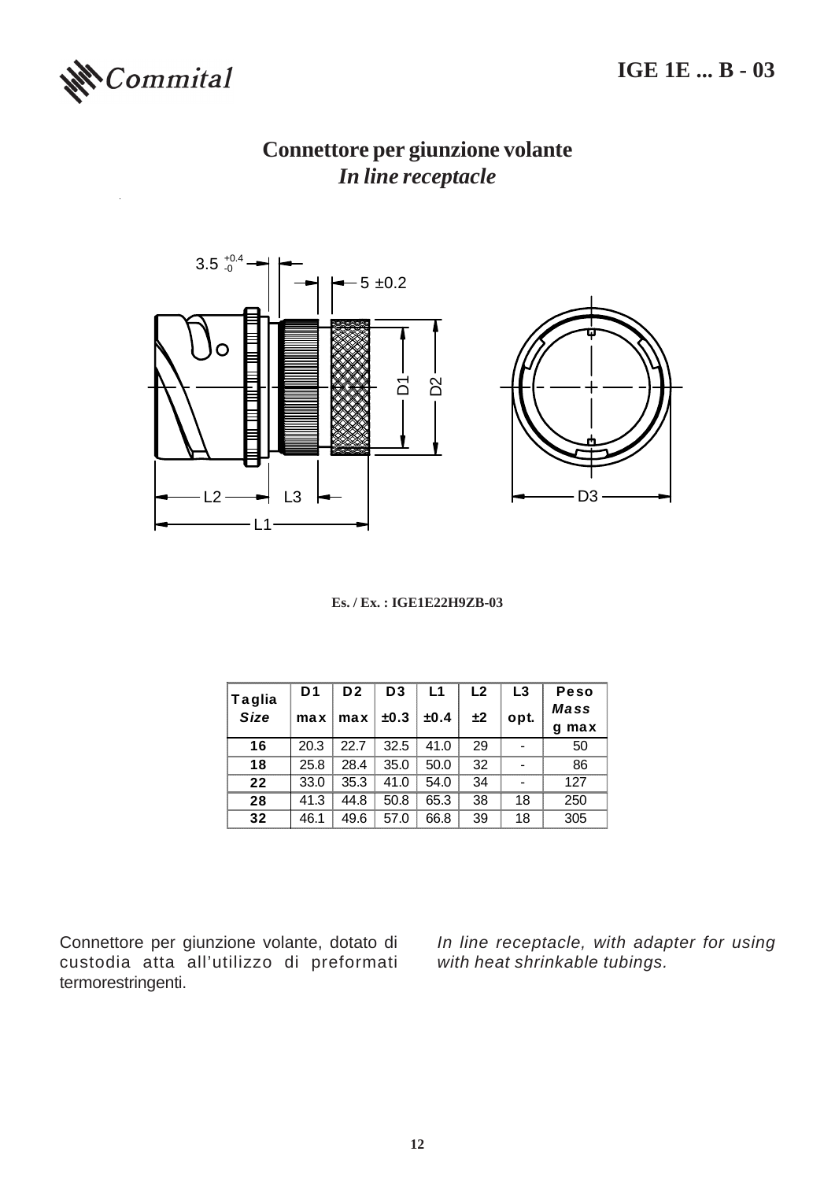# IGE 1E ... B - 03

## Connettore per giunzione volante
### *In line receptacle*

3.5 $^{+0.4}_{-0}$

5 ±0.2

D1 D2 D3

L2 L3 L1

**Es. / Ex. : IGE1E22H9ZB-03**

| Taglia *Size* | D1 max | D2 max | D3 ±0.3 | L1 ±0.4 | L2 ±2 | L3 opt. | Peso *Mass* g max |
|---|---|---|---|---|---|---|---|
| **16** | 20.3 | 22.7 | 32.5 | 41.0 | 29 | - | 50 |
| **18** | 25.8 | 28.4 | 35.0 | 50.0 | 32 | - | 86 |
| **22** | 33.0 | 35.3 | 41.0 | 54.0 | 34 | - | 127 |
| **28** | 41.3 | 44.8 | 50.8 | 65.3 | 38 | 18 | 250 |
| **32** | 46.1 | 49.6 | 57.0 | 66.8 | 39 | 18 | 305 |

Connettore per giunzione volante, dotato di custodia atta all'utilizzo di preformati termorestringenti.

*In line receptacle, with adapter for using with heat shrinkable tubings.*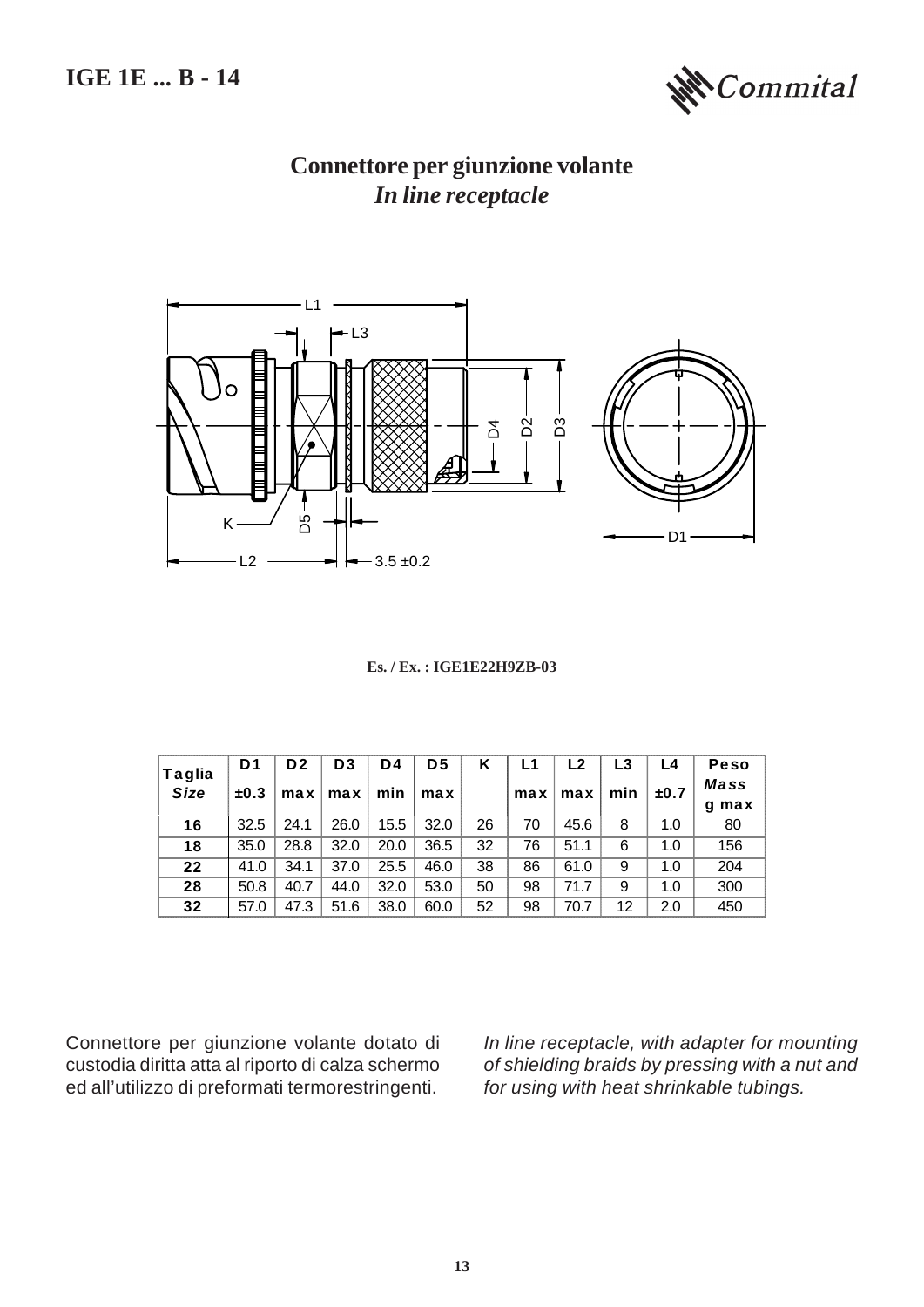# IGE 1E ... B - 14

## Connettore per giunzione volante
## *In line receptacle*

Es. / Ex. : IGE1E22H9ZB-03

| Taglia *Size* | D1 ±0.3 | D2 max | D3 max | D4 min | D5 max | K | L1 max | L2 max | L3 min | L4 ±0.7 | Peso *Mass* g max |
|---|---|---|---|---|---|---|---|---|---|---|---|
| **16** | 32.5 | 24.1 | 26.0 | 15.5 | 32.0 | 26 | 70 | 45.6 | 8 | 1.0 | 80 |
| **18** | 35.0 | 28.8 | 32.0 | 20.0 | 36.5 | 32 | 76 | 51.1 | 6 | 1.0 | 156 |
| **22** | 41.0 | 34.1 | 37.0 | 25.5 | 46.0 | 38 | 86 | 61.0 | 9 | 1.0 | 204 |
| **28** | 50.8 | 40.7 | 44.0 | 32.0 | 53.0 | 50 | 98 | 71.7 | 9 | 1.0 | 300 |
| **32** | 57.0 | 47.3 | 51.6 | 38.0 | 60.0 | 52 | 98 | 70.7 | 12 | 2.0 | 450 |

Connettore per giunzione volante dotato di custodia diritta atta al riporto di calza schermo ed all'utilizzo di preformati termorestringenti.

*In line receptacle, with adapter for mounting of shielding braids by pressing with a nut and for using with heat shrinkable tubings.*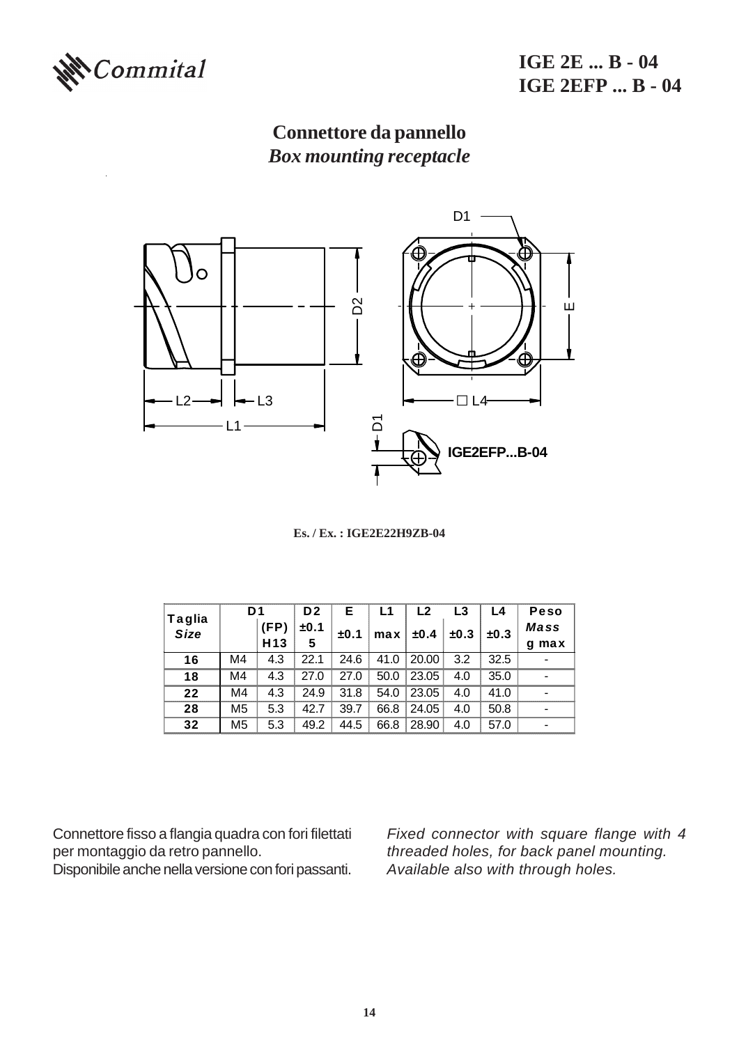# IGE 2E ... B - 04
# IGE 2EFP ... B - 04

## Connettore da pannello
## *Box mounting receptacle*

D1

D2

E

L2 L3

L1

☐ L4

D1

IGE2EFP...B-04

**Es. / Ex. : IGE2E22H9ZB-04**

| Taglia *Size* | D1 | (FP) H13 | D2 ±0.15 | E ±0.1 | L1 max | L2 ±0.4 | L3 ±0.3 | L4 ±0.3 | Peso *Mass* g max |
|---|---|---|---|---|---|---|---|---|---|
| **16** | M4 | 4.3 | 22.1 | 24.6 | 41.0 | 20.00 | 3.2 | 32.5 | - |
| **18** | M4 | 4.3 | 27.0 | 27.0 | 50.0 | 23.05 | 4.0 | 35.0 | - |
| **22** | M4 | 4.3 | 24.9 | 31.8 | 54.0 | 23.05 | 4.0 | 41.0 | - |
| **28** | M5 | 5.3 | 42.7 | 39.7 | 66.8 | 24.05 | 4.0 | 50.8 | - |
| **32** | M5 | 5.3 | 49.2 | 44.5 | 66.8 | 28.90 | 4.0 | 57.0 | - |

Connettore fisso a flangia quadra con fori filettati per montaggio da retro pannello.
Disponibile anche nella versione con fori passanti.

*Fixed connector with square flange with 4 threaded holes, for back panel mounting. Available also with through holes.*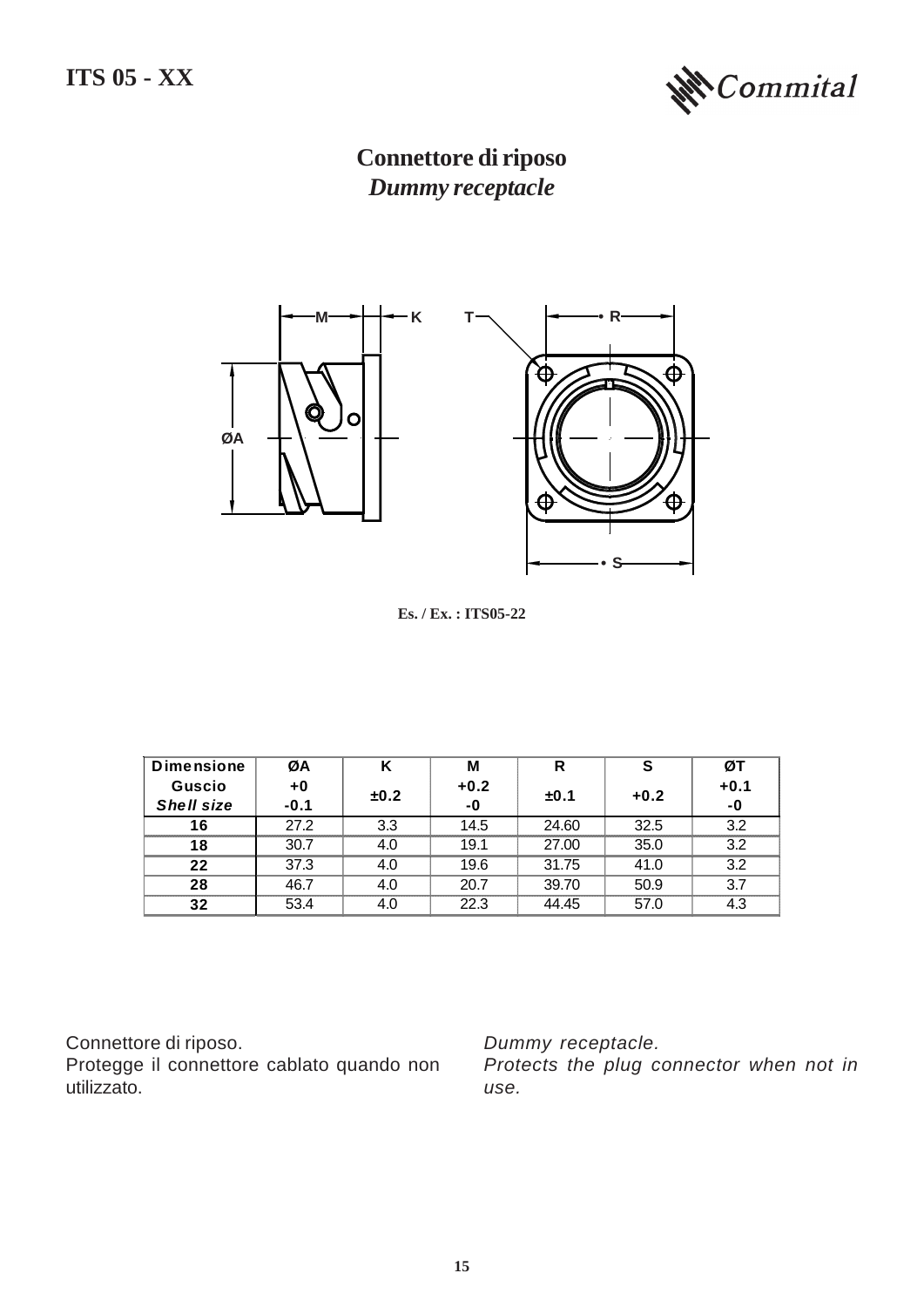# ITS 05 - XX

## Connettore di riposo
## *Dummy receptacle*

Es. / Ex. : ITS05-22

| Dimensione Guscio *Shell size* | ØA +0 -0.1 | K ±0.2 | M +0.2 -0 | R ±0.1 | S +0.2 | ØT +0.1 -0 |
|---|---|---|---|---|---|---|
| **16** | 27.2 | 3.3 | 14.5 | 24.60 | 32.5 | 3.2 |
| **18** | 30.7 | 4.0 | 19.1 | 27.00 | 35.0 | 3.2 |
| **22** | 37.3 | 4.0 | 19.6 | 31.75 | 41.0 | 3.2 |
| **28** | 46.7 | 4.0 | 20.7 | 39.70 | 50.9 | 3.7 |
| **32** | 53.4 | 4.0 | 22.3 | 44.45 | 57.0 | 4.3 |

Connettore di riposo.
Protegge il connettore cablato quando non utilizzato.

*Dummy receptacle.*
*Protects the plug connector when not in use.*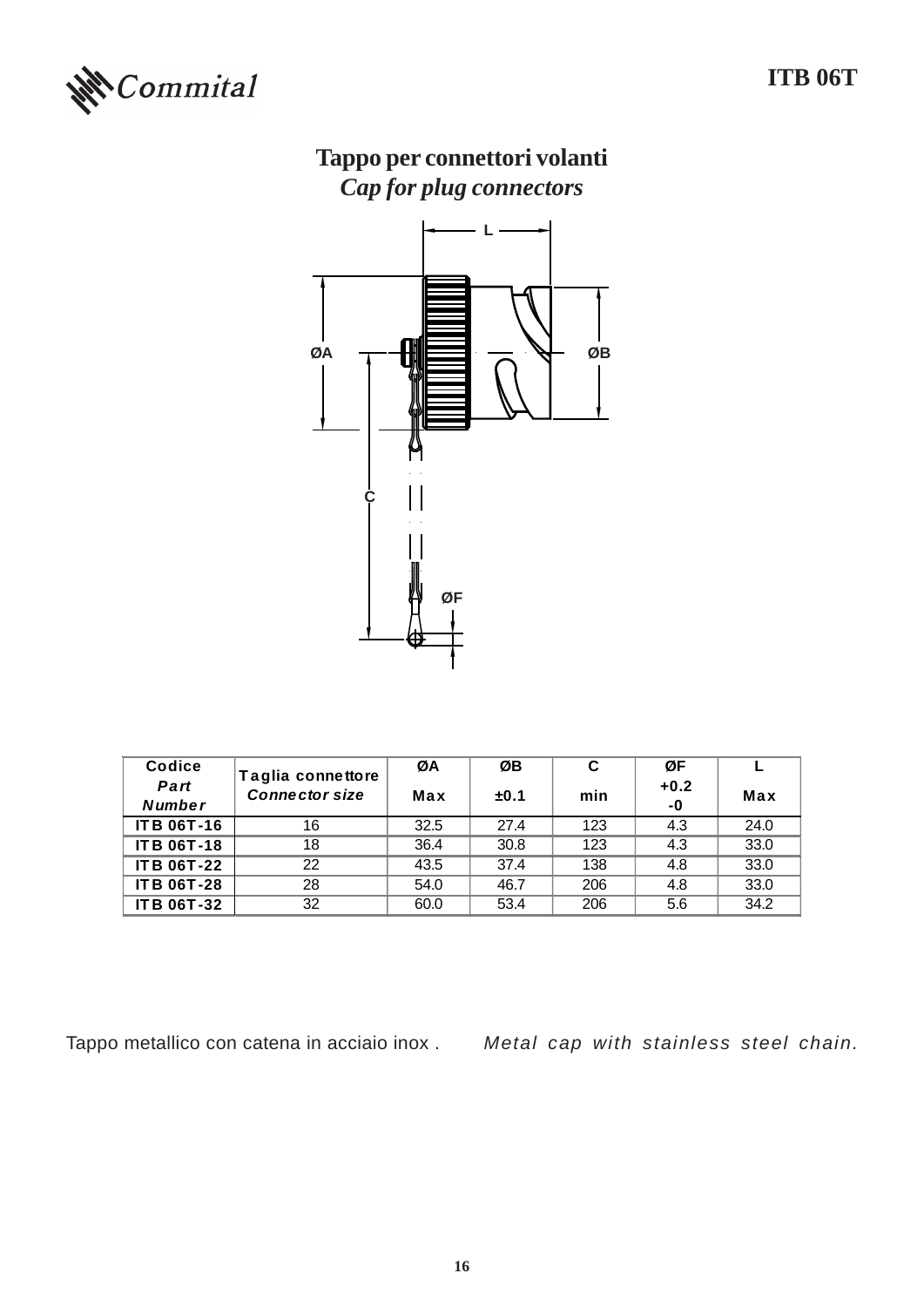# Tappo per connettori volanti

## *Cap for plug connectors*

| Codice *Part Number* | Taglia connettore *Connector size* | ØA Max | ØB ±0.1 | C min | ØF +0.2 -0 | L Max |
|---|---|---|---|---|---|---|
| ITB 06T-16 | 16 | 32.5 | 27.4 | 123 | 4.3 | 24.0 |
| ITB 06T-18 | 18 | 36.4 | 30.8 | 123 | 4.3 | 33.0 |
| ITB 06T-22 | 22 | 43.5 | 37.4 | 138 | 4.8 | 33.0 |
| ITB 06T-28 | 28 | 54.0 | 46.7 | 206 | 4.8 | 33.0 |
| ITB 06T-32 | 32 | 60.0 | 53.4 | 206 | 5.6 | 34.2 |

Tappo metallico con catena in acciaio inox .

*Metal cap with stainless steel chain.*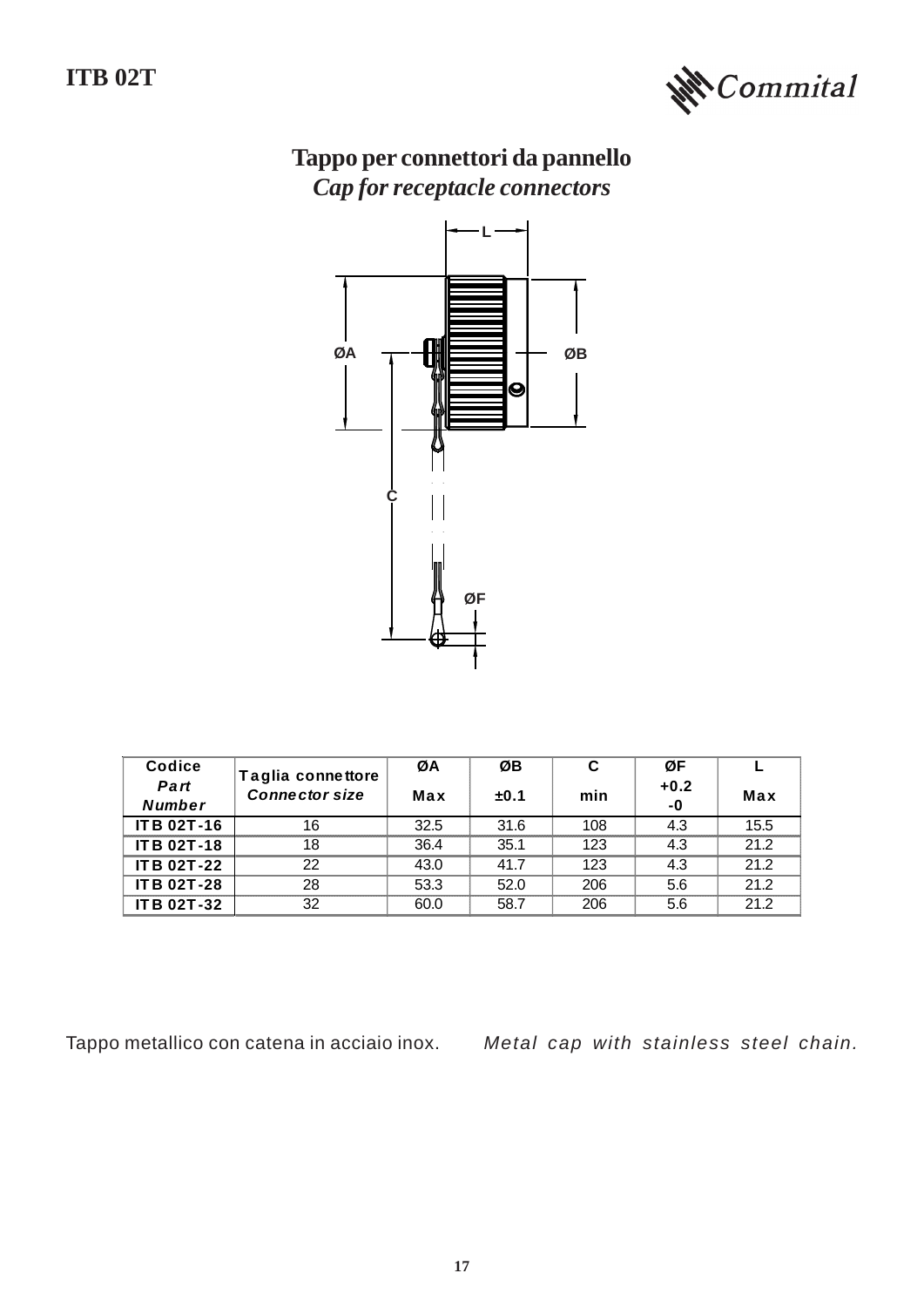# ITB 02T

## Tappo per connettori da pannello
## *Cap for receptacle connectors*

| Codice *Part Number* | Taglia connettore *Connector size* | ØA Max | ØB ±0.1 | C min | ØF +0.2 -0 | L Max |
|---|---|---|---|---|---|---|
| ITB 02T-16 | 16 | 32.5 | 31.6 | 108 | 4.3 | 15.5 |
| ITB 02T-18 | 18 | 36.4 | 35.1 | 123 | 4.3 | 21.2 |
| ITB 02T-22 | 22 | 43.0 | 41.7 | 123 | 4.3 | 21.2 |
| ITB 02T-28 | 28 | 53.3 | 52.0 | 206 | 5.6 | 21.2 |
| ITB 02T-32 | 32 | 60.0 | 58.7 | 206 | 5.6 | 21.2 |

Tappo metallico con catena in acciaio inox.

*Metal cap with stainless steel chain.*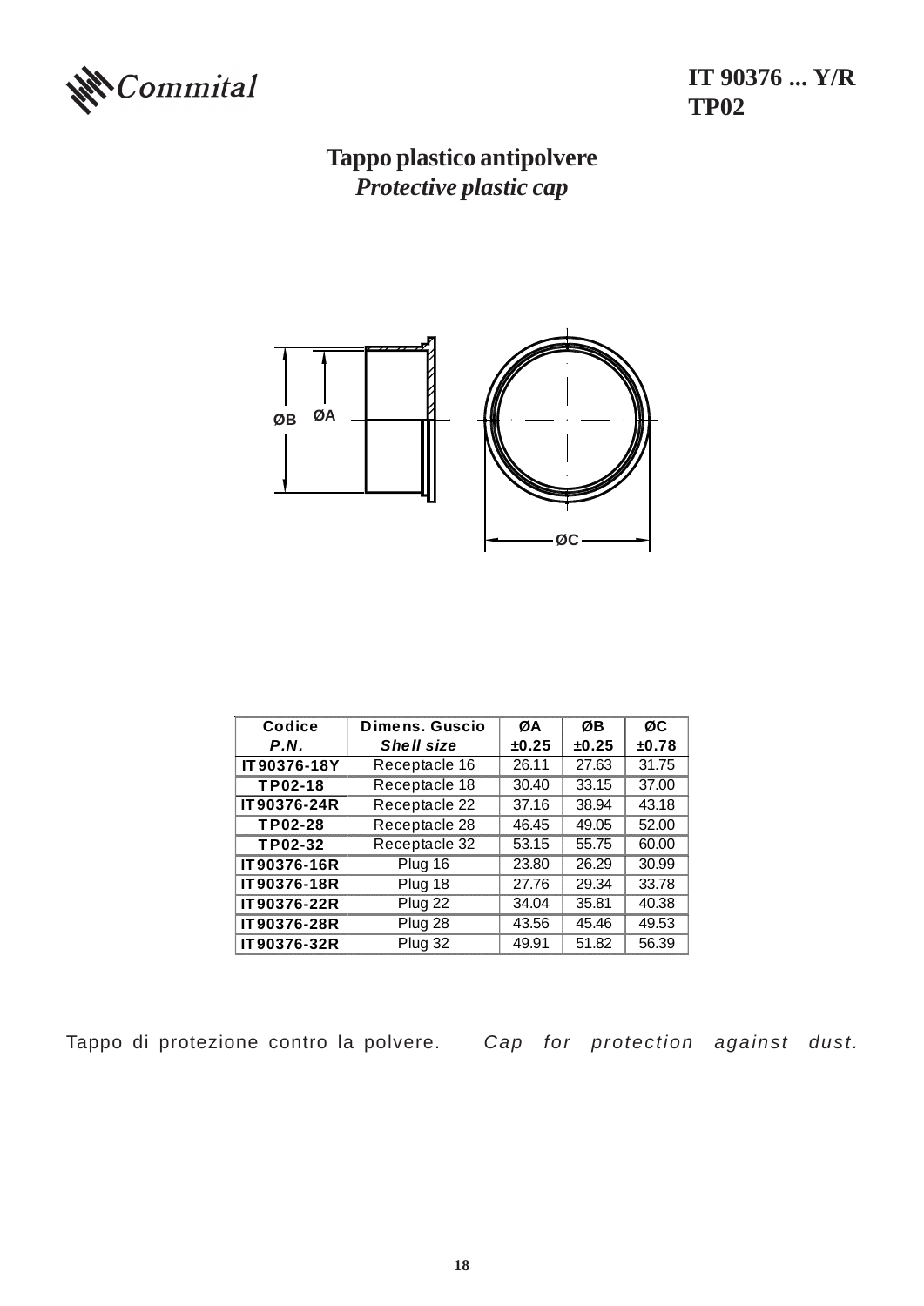Commital

**IT 90376 ... Y/R**
**TP02**

# Tappo plastico antipolvere
## *Protective plastic cap*

ØB ØA

ØC

| Codice<br>*P.N.* | Dimens. Guscio<br>*Shell size* | ØA<br>±0.25 | ØB<br>±0.25 | ØC<br>±0.78 |
|---|---|---|---|---|
| IT90376-18Y | Receptacle 16 | 26.11 | 27.63 | 31.75 |
| TP02-18 | Receptacle 18 | 30.40 | 33.15 | 37.00 |
| IT90376-24R | Receptacle 22 | 37.16 | 38.94 | 43.18 |
| TP02-28 | Receptacle 28 | 46.45 | 49.05 | 52.00 |
| TP02-32 | Receptacle 32 | 53.15 | 55.75 | 60.00 |
| IT90376-16R | Plug 16 | 23.80 | 26.29 | 30.99 |
| IT90376-18R | Plug 18 | 27.76 | 29.34 | 33.78 |
| IT90376-22R | Plug 22 | 34.04 | 35.81 | 40.38 |
| IT90376-28R | Plug 28 | 43.56 | 45.46 | 49.53 |
| IT90376-32R | Plug 32 | 49.91 | 51.82 | 56.39 |

Tappo di protezione contro la polvere.

*Cap for protection against dust.*